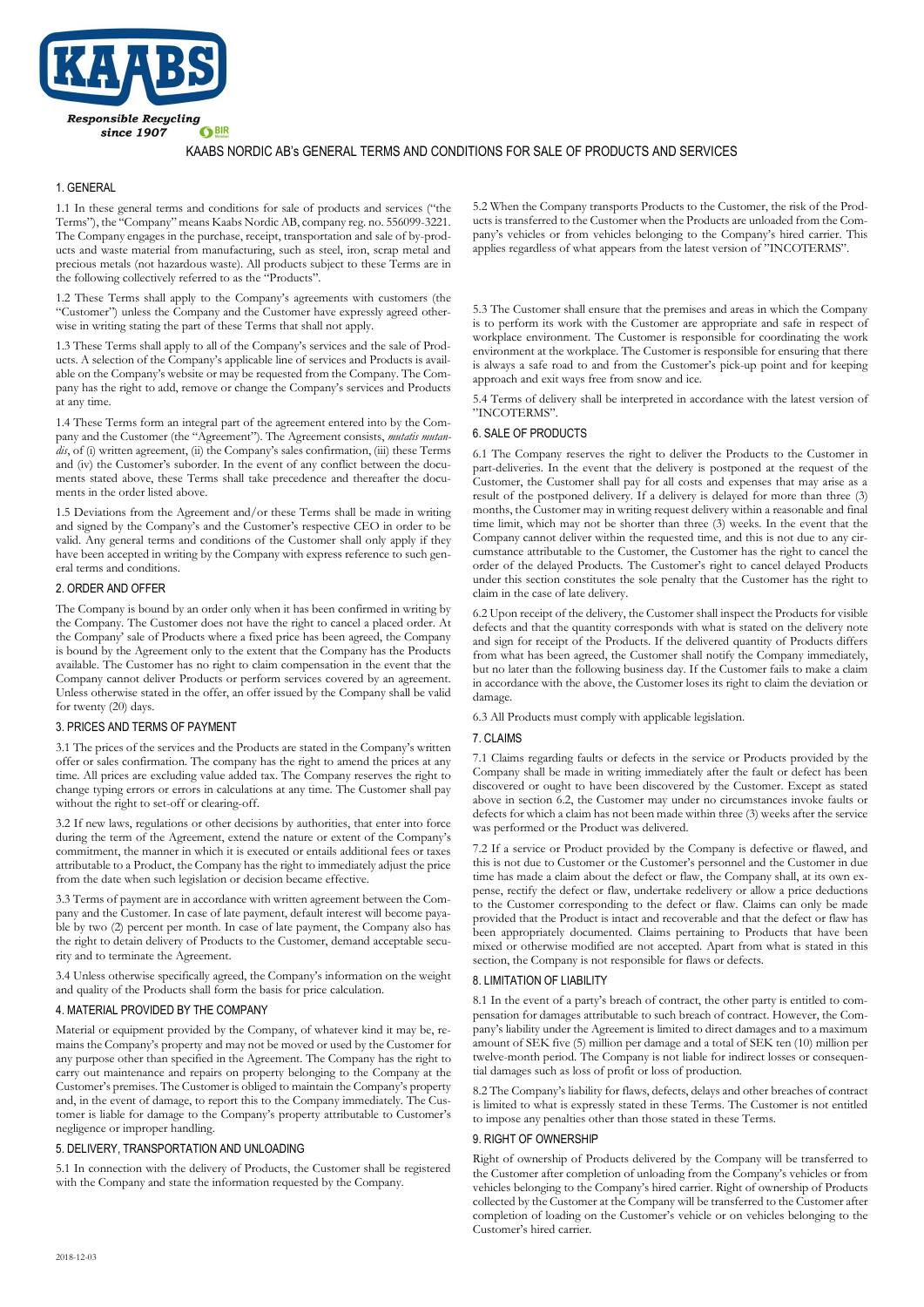Responsible Recycling since 1907

# KAABS NORDIC AB's GENERAL TERMS AND CONDITIONS FOR SALE OF PRODUCTS AND SERVICES

## 1. GENERAL

1.1 In these general terms and conditions for sale of products and services ("the Terms"), the "Company" means Kaabs Nordic AB, company reg. no. 556099-3221. The Company engages in the purchase, receipt, transportation and sale of by-products and waste material from manufacturing, such as steel, iron, scrap metal and precious metals (not hazardous waste). All products subject to these Terms are in the following collectively referred to as the "Products".

1.2 These Terms shall apply to the Company's agreements with customers (the "Customer") unless the Company and the Customer have expressly agreed otherwise in writing stating the part of these Terms that shall not apply.

1.3 These Terms shall apply to all of the Company's services and the sale of Products. A selection of the Company's applicable line of services and Products is available on the Company's website or may be requested from the Company. The Company has the right to add, remove or change the Company's services and Products at any time.

1.4 These Terms form an integral part of the agreement entered into by the Company and the Customer (the "Agreement"). The Agreement consists, *mutatis mutandis*, of (i) written agreement, (ii) the Company's sales confirmation, (iii) these Terms and (iv) the Customer's suborder. In the event of any conflict between the documents stated above, these Terms shall take precedence and thereafter the documents in the order listed above.

1.5 Deviations from the Agreement and/or these Terms shall be made in writing and signed by the Company's and the Customer's respective CEO in order to be valid. Any general terms and conditions of the Customer shall only apply if they have been accepted in writing by the Company with express reference to such general terms and conditions.

## 2. ORDER AND OFFER

The Company is bound by an order only when it has been confirmed in writing by the Company. The Customer does not have the right to cancel a placed order. At the Company' sale of Products where a fixed price has been agreed, the Company is bound by the Agreement only to the extent that the Company has the Products available. The Customer has no right to claim compensation in the event that the Company cannot deliver Products or perform services covered by an agreement. Unless otherwise stated in the offer, an offer issued by the Company shall be valid for twenty (20) days.

## 3. PRICES AND TERMS OF PAYMENT

3.1 The prices of the services and the Products are stated in the Company's written offer or sales confirmation. The company has the right to amend the prices at any time. All prices are excluding value added tax. The Company reserves the right to change typing errors or errors in calculations at any time. The Customer shall pay without the right to set-off or clearing-off.

3.2 If new laws, regulations or other decisions by authorities, that enter into force during the term of the Agreement, extend the nature or extent of the Company's commitment, the manner in which it is executed or entails additional fees or taxes attributable to a Product, the Company has the right to immediately adjust the price from the date when such legislation or decision became effective.

3.3 Terms of payment are in accordance with written agreement between the Company and the Customer. In case of late payment, default interest will become payable by two (2) percent per month. In case of late payment, the Company also has the right to detain delivery of Products to the Customer, demand acceptable security and to terminate the Agreement.

3.4 Unless otherwise specifically agreed, the Company's information on the weight and quality of the Products shall form the basis for price calculation.

## 4. MATERIAL PROVIDED BY THE COMPANY

Material or equipment provided by the Company, of whatever kind it may be, remains the Company's property and may not be moved or used by the Customer for any purpose other than specified in the Agreement. The Company has the right to carry out maintenance and repairs on property belonging to the Company at the Customer's premises. The Customer is obliged to maintain the Company's property and, in the event of damage, to report this to the Company immediately. The Customer is liable for damage to the Company's property attributable to Customer's negligence or improper handling.

## 5. DELIVERY, TRANSPORTATION AND UNLOADING

5.1 In connection with the delivery of Products, the Customer shall be registered with the Company and state the information requested by the Company.

5.2 When the Company transports Products to the Customer, the risk of the Products is transferred to the Customer when the Products are unloaded from the Company's vehicles or from vehicles belonging to the Company's hired carrier. This applies regardless of what appears from the latest version of "INCOTERMS".

5.3 The Customer shall ensure that the premises and areas in which the Company is to perform its work with the Customer are appropriate and safe in respect of workplace environment. The Customer is responsible for coordinating the work environment at the workplace. The Customer is responsible for ensuring that there is always a safe road to and from the Customer's pick-up point and for keeping approach and exit ways free from snow and ice.

5.4 Terms of delivery shall be interpreted in accordance with the latest version of "INCOTERMS".

## 6. SALE OF PRODUCTS

6.1 The Company reserves the right to deliver the Products to the Customer in part-deliveries. In the event that the delivery is postponed at the request of the Customer, the Customer shall pay for all costs and expenses that may arise as a result of the postponed delivery. If a delivery is delayed for more than three (3) months, the Customer may in writing request delivery within a reasonable and final time limit, which may not be shorter than three (3) weeks. In the event that the Company cannot deliver within the requested time, and this is not due to any circumstance attributable to the Customer, the Customer has the right to cancel the order of the delayed Products. The Customer's right to cancel delayed Products under this section constitutes the sole penalty that the Customer has the right to claim in the case of late delivery.

6.2 Upon receipt of the delivery, the Customer shall inspect the Products for visible defects and that the quantity corresponds with what is stated on the delivery note and sign for receipt of the Products. If the delivered quantity of Products differs from what has been agreed, the Customer shall notify the Company immediately, but no later than the following business day. If the Customer fails to make a claim in accordance with the above, the Customer loses its right to claim the deviation or damage.

6.3 All Products must comply with applicable legislation.

## 7. CLAIMS

7.1 Claims regarding faults or defects in the service or Products provided by the Company shall be made in writing immediately after the fault or defect has been discovered or ought to have been discovered by the Customer. Except as stated above in section 6.2, the Customer may under no circumstances invoke faults or defects for which a claim has not been made within three (3) weeks after the service was performed or the Product was delivered.

7.2 If a service or Product provided by the Company is defective or flawed, and this is not due to Customer or the Customer's personnel and the Customer in due time has made a claim about the defect or flaw, the Company shall, at its own expense, rectify the defect or flaw, undertake redelivery or allow a price deductions to the Customer corresponding to the defect or flaw. Claims can only be made provided that the Product is intact and recoverable and that the defect or flaw has been appropriately documented. Claims pertaining to Products that have been mixed or otherwise modified are not accepted. Apart from what is stated in this section, the Company is not responsible for flaws or defects.

## 8. LIMITATION OF LIABILITY

8.1 In the event of a party's breach of contract, the other party is entitled to compensation for damages attributable to such breach of contract. However, the Company's liability under the Agreement is limited to direct damages and to a maximum amount of SEK five (5) million per damage and a total of SEK ten (10) million per twelve-month period. The Company is not liable for indirect losses or consequential damages such as loss of profit or loss of production.

8.2 The Company's liability for flaws, defects, delays and other breaches of contract is limited to what is expressly stated in these Terms. The Customer is not entitled to impose any penalties other than those stated in these Terms.

## 9. RIGHT OF OWNERSHIP

Right of ownership of Products delivered by the Company will be transferred to the Customer after completion of unloading from the Company's vehicles or from vehicles belonging to the Company's hired carrier. Right of ownership of Products collected by the Customer at the Company will be transferred to the Customer after completion of loading on the Customer's vehicle or on vehicles belonging to the Customer's hired carrier.

2018-12-03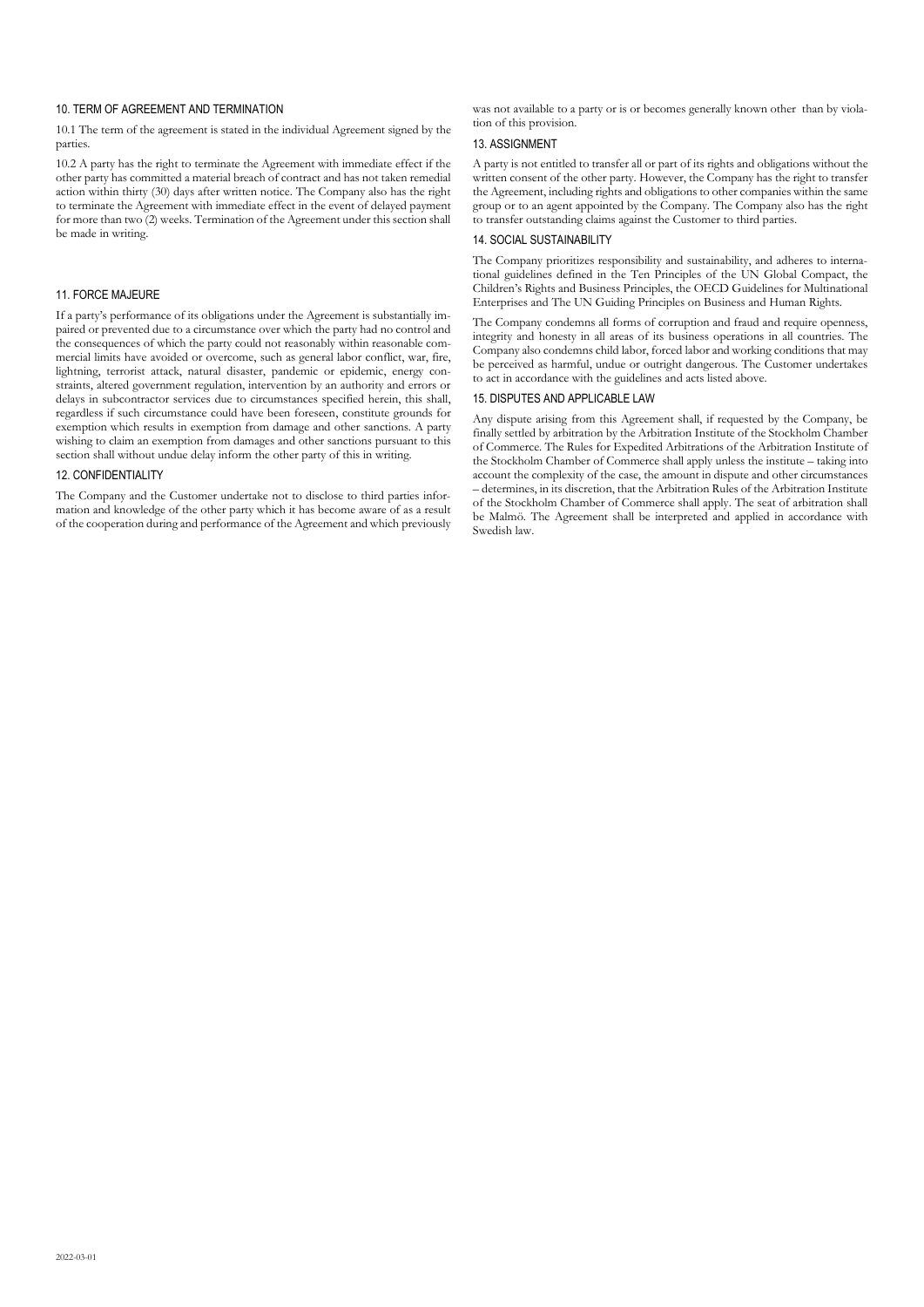## 10. TERM OF AGREEMENT AND TERMINATION

10.1 The term of the agreement is stated in the individual Agreement signed by the parties.

10.2 A party has the right to terminate the Agreement with immediate effect if the other party has committed a material breach of contract and has not taken remedial action within thirty (30) days after written notice. The Company also has the right to terminate the Agreement with immediate effect in the event of delayed payment for more than two (2) weeks. Termination of the Agreement under this section shall be made in writing.

## 11. FORCE MAJEURE

If a party's performance of its obligations under the Agreement is substantially impaired or prevented due to a circumstance over which the party had no control and the consequences of which the party could not reasonably within reasonable commercial limits have avoided or overcome, such as general labor conflict, war, fire, lightning, terrorist attack, natural disaster, pandemic or epidemic, energy constraints, altered government regulation, intervention by an authority and errors or delays in subcontractor services due to circumstances specified herein, this shall, regardless if such circumstance could have been foreseen, constitute grounds for exemption which results in exemption from damage and other sanctions. A party wishing to claim an exemption from damages and other sanctions pursuant to this section shall without undue delay inform the other party of this in writing.

## 12. CONFIDENTIALITY

The Company and the Customer undertake not to disclose to third parties information and knowledge of the other party which it has become aware of as a result of the cooperation during and performance of the Agreement and which previously was not available to a party or is or becomes generally known other than by violation of this provision.

## 13. ASSIGNMENT

A party is not entitled to transfer all or part of its rights and obligations without the written consent of the other party. However, the Company has the right to transfer the Agreement, including rights and obligations to other companies within the same group or to an agent appointed by the Company. The Company also has the right to transfer outstanding claims against the Customer to third parties.

## 14. SOCIAL SUSTAINABILITY

The Company prioritizes responsibility and sustainability, and adheres to international guidelines defined in the Ten Principles of the UN Global Compact, the Children's Rights and Business Principles, the OECD Guidelines for Multinational Enterprises and The UN Guiding Principles on Business and Human Rights.

The Company condemns all forms of corruption and fraud and require openness, integrity and honesty in all areas of its business operations in all countries. The Company also condemns child labor, forced labor and working conditions that may be perceived as harmful, undue or outright dangerous. The Customer undertakes to act in accordance with the guidelines and acts listed above.

## 15. DISPUTES AND APPLICABLE LAW

Any dispute arising from this Agreement shall, if requested by the Company, be finally settled by arbitration by the Arbitration Institute of the Stockholm Chamber of Commerce. The Rules for Expedited Arbitrations of the Arbitration Institute of the Stockholm Chamber of Commerce shall apply unless the institute – taking into account the complexity of the case, the amount in dispute and other circumstances – determines, in its discretion, that the Arbitration Rules of the Arbitration Institute of the Stockholm Chamber of Commerce shall apply. The seat of arbitration shall be Malmö. The Agreement shall be interpreted and applied in accordance with Swedish law.

2022-03-01